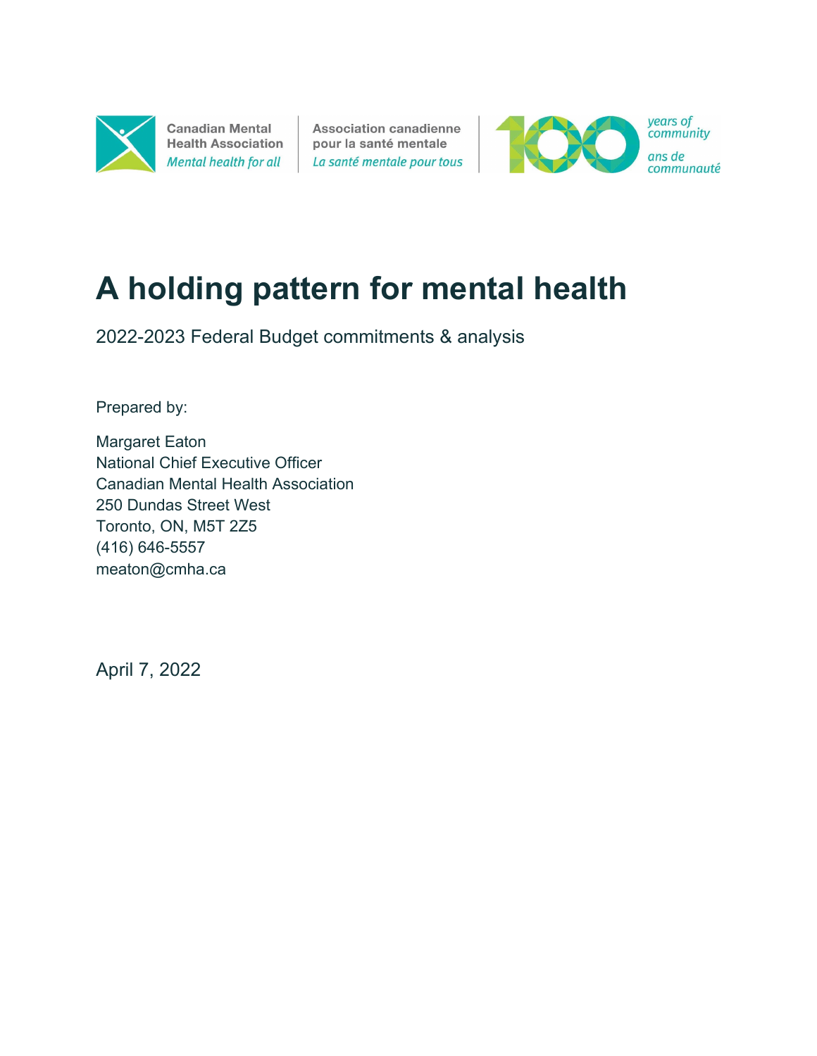Canadian Mental Health Association
*Mental health for all*

Association canadienne pour la santé mentale
*La santé mentale pour tous*

100 *years of community* / *ans de communauté*

# A holding pattern for mental health

2022-2023 Federal Budget commitments & analysis

Prepared by:

Margaret Eaton
National Chief Executive Officer
Canadian Mental Health Association
250 Dundas Street West
Toronto, ON, M5T 2Z5
(416) 646-5557
meaton@cmha.ca

April 7, 2022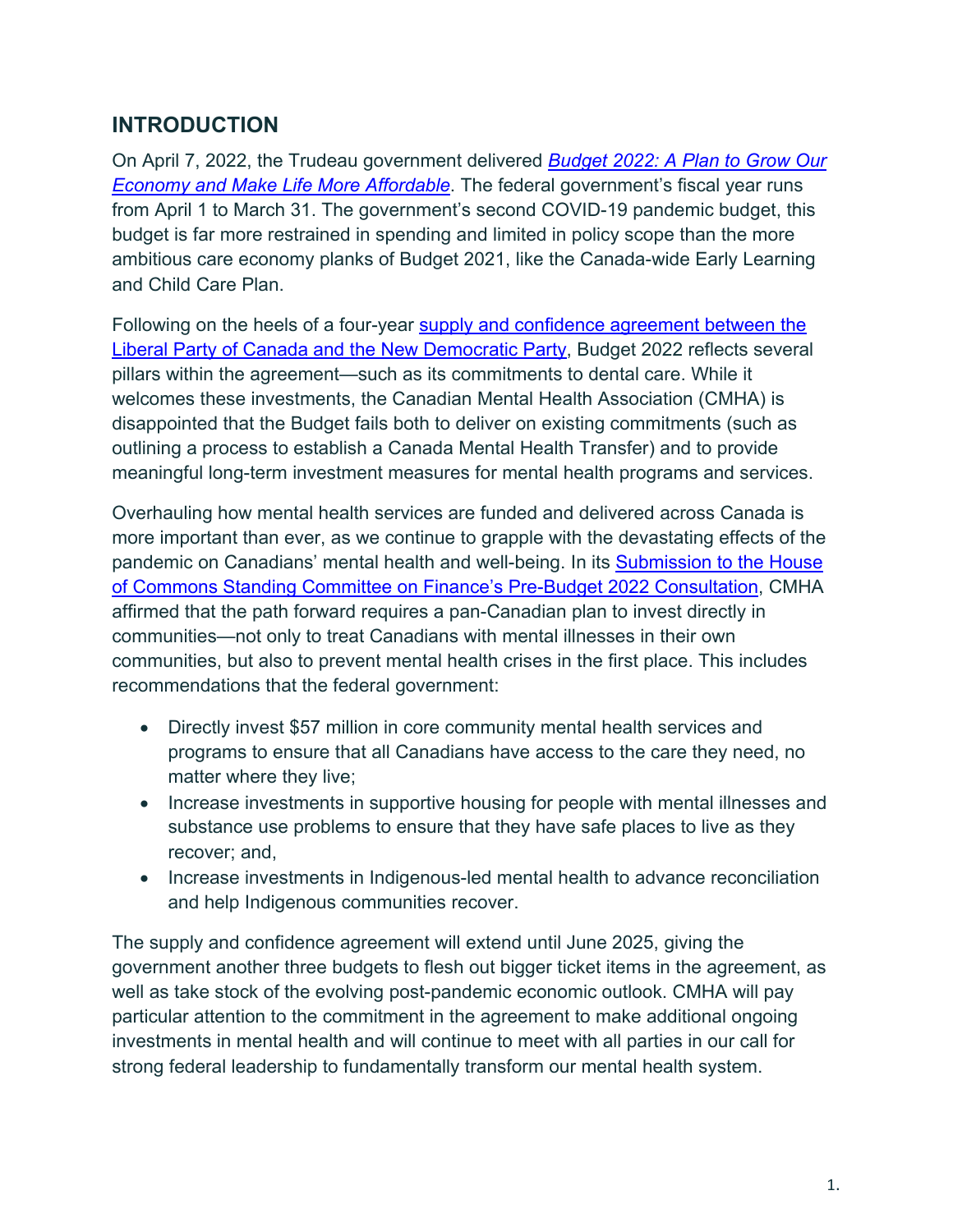## INTRODUCTION

On April 7, 2022, the Trudeau government delivered [*Budget 2022: A Plan to Grow Our Economy and Make Life More Affordable*](). The federal government's fiscal year runs from April 1 to March 31. The government's second COVID-19 pandemic budget, this budget is far more restrained in spending and limited in policy scope than the more ambitious care economy planks of Budget 2021, like the Canada-wide Early Learning and Child Care Plan.

Following on the heels of a four-year [supply and confidence agreement between the Liberal Party of Canada and the New Democratic Party](), Budget 2022 reflects several pillars within the agreement—such as its commitments to dental care. While it welcomes these investments, the Canadian Mental Health Association (CMHA) is disappointed that the Budget fails both to deliver on existing commitments (such as outlining a process to establish a Canada Mental Health Transfer) and to provide meaningful long-term investment measures for mental health programs and services.

Overhauling how mental health services are funded and delivered across Canada is more important than ever, as we continue to grapple with the devastating effects of the pandemic on Canadians' mental health and well-being. In its [Submission to the House of Commons Standing Committee on Finance's Pre-Budget 2022 Consultation](), CMHA affirmed that the path forward requires a pan-Canadian plan to invest directly in communities—not only to treat Canadians with mental illnesses in their own communities, but also to prevent mental health crises in the first place. This includes recommendations that the federal government:

- Directly invest $57 million in core community mental health services and programs to ensure that all Canadians have access to the care they need, no matter where they live;
- Increase investments in supportive housing for people with mental illnesses and substance use problems to ensure that they have safe places to live as they recover; and,
- Increase investments in Indigenous-led mental health to advance reconciliation and help Indigenous communities recover.

The supply and confidence agreement will extend until June 2025, giving the government another three budgets to flesh out bigger ticket items in the agreement, as well as take stock of the evolving post-pandemic economic outlook. CMHA will pay particular attention to the commitment in the agreement to make additional ongoing investments in mental health and will continue to meet with all parties in our call for strong federal leadership to fundamentally transform our mental health system.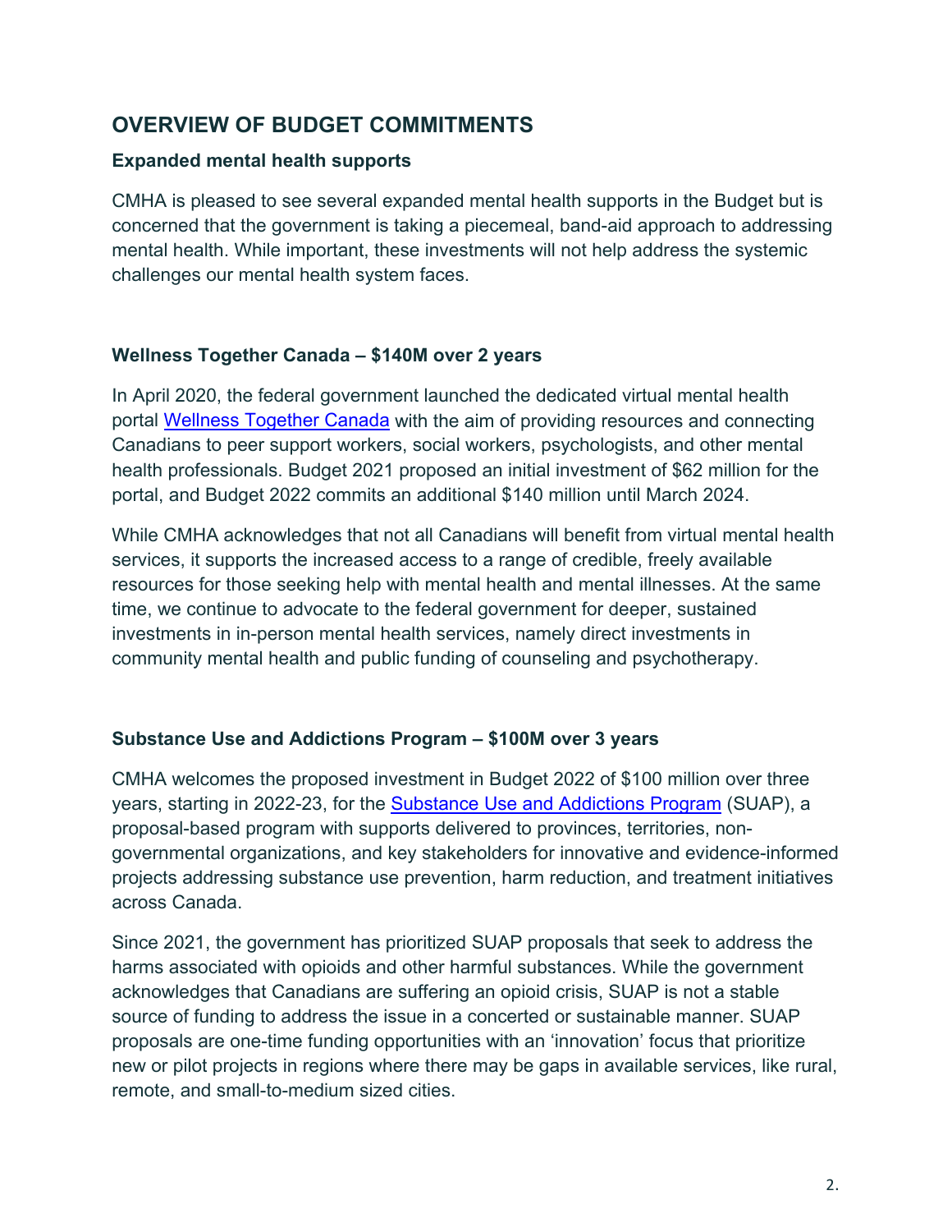## OVERVIEW OF BUDGET COMMITMENTS

### Expanded mental health supports

CMHA is pleased to see several expanded mental health supports in the Budget but is concerned that the government is taking a piecemeal, band-aid approach to addressing mental health. While important, these investments will not help address the systemic challenges our mental health system faces.

### Wellness Together Canada – $140M over 2 years

In April 2020, the federal government launched the dedicated virtual mental health portal [Wellness Together Canada](Wellness Together Canada) with the aim of providing resources and connecting Canadians to peer support workers, social workers, psychologists, and other mental health professionals. Budget 2021 proposed an initial investment of $62 million for the portal, and Budget 2022 commits an additional $140 million until March 2024.

While CMHA acknowledges that not all Canadians will benefit from virtual mental health services, it supports the increased access to a range of credible, freely available resources for those seeking help with mental health and mental illnesses. At the same time, we continue to advocate to the federal government for deeper, sustained investments in in-person mental health services, namely direct investments in community mental health and public funding of counseling and psychotherapy.

### Substance Use and Addictions Program – $100M over 3 years

CMHA welcomes the proposed investment in Budget 2022 of $100 million over three years, starting in 2022-23, for the [Substance Use and Addictions Program](Substance Use and Addictions Program) (SUAP), a proposal-based program with supports delivered to provinces, territories, non-governmental organizations, and key stakeholders for innovative and evidence-informed projects addressing substance use prevention, harm reduction, and treatment initiatives across Canada.

Since 2021, the government has prioritized SUAP proposals that seek to address the harms associated with opioids and other harmful substances. While the government acknowledges that Canadians are suffering an opioid crisis, SUAP is not a stable source of funding to address the issue in a concerted or sustainable manner. SUAP proposals are one-time funding opportunities with an 'innovation' focus that prioritize new or pilot projects in regions where there may be gaps in available services, like rural, remote, and small-to-medium sized cities.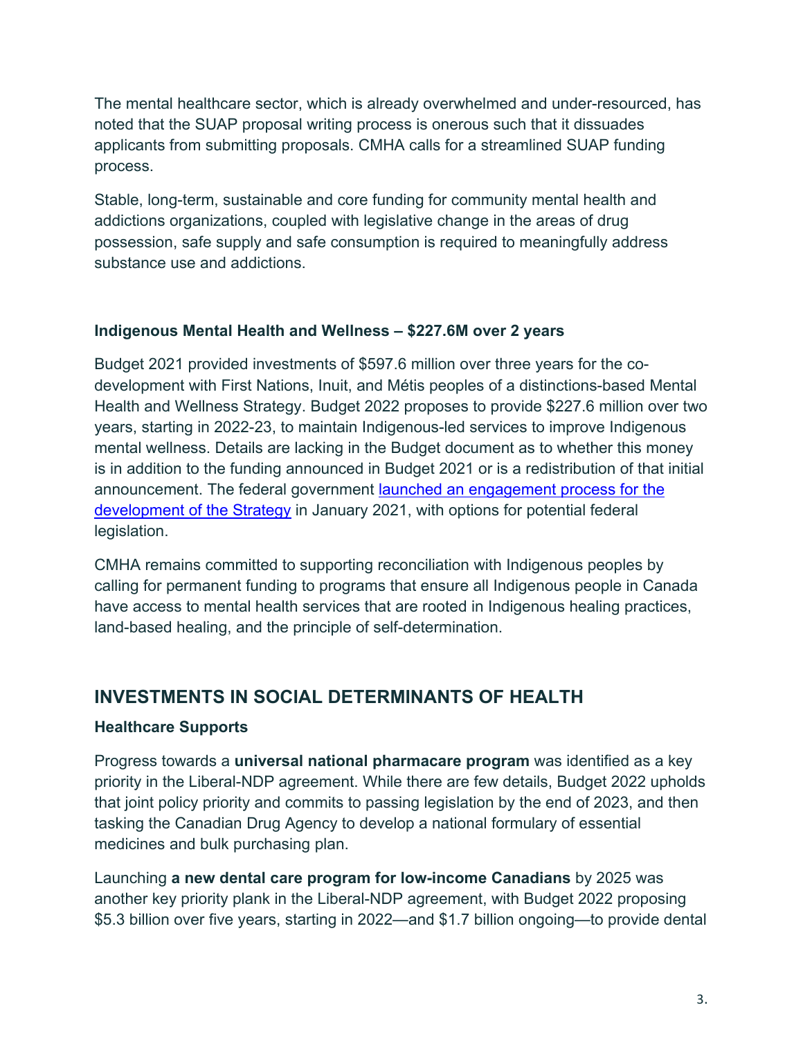The mental healthcare sector, which is already overwhelmed and under-resourced, has noted that the SUAP proposal writing process is onerous such that it dissuades applicants from submitting proposals. CMHA calls for a streamlined SUAP funding process.

Stable, long-term, sustainable and core funding for community mental health and addictions organizations, coupled with legislative change in the areas of drug possession, safe supply and safe consumption is required to meaningfully address substance use and addictions.

### Indigenous Mental Health and Wellness – $227.6M over 2 years

Budget 2021 provided investments of $597.6 million over three years for the co-development with First Nations, Inuit, and Métis peoples of a distinctions-based Mental Health and Wellness Strategy. Budget 2022 proposes to provide $227.6 million over two years, starting in 2022-23, to maintain Indigenous-led services to improve Indigenous mental wellness. Details are lacking in the Budget document as to whether this money is in addition to the funding announced in Budget 2021 or is a redistribution of that initial announcement. The federal government launched an engagement process for the development of the Strategy in January 2021, with options for potential federal legislation.

CMHA remains committed to supporting reconciliation with Indigenous peoples by calling for permanent funding to programs that ensure all Indigenous people in Canada have access to mental health services that are rooted in Indigenous healing practices, land-based healing, and the principle of self-determination.

## INVESTMENTS IN SOCIAL DETERMINANTS OF HEALTH

### Healthcare Supports

Progress towards a **universal national pharmacare program** was identified as a key priority in the Liberal-NDP agreement. While there are few details, Budget 2022 upholds that joint policy priority and commits to passing legislation by the end of 2023, and then tasking the Canadian Drug Agency to develop a national formulary of essential medicines and bulk purchasing plan.

Launching **a new dental care program for low-income Canadians** by 2025 was another key priority plank in the Liberal-NDP agreement, with Budget 2022 proposing $5.3 billion over five years, starting in 2022—and $1.7 billion ongoing—to provide dental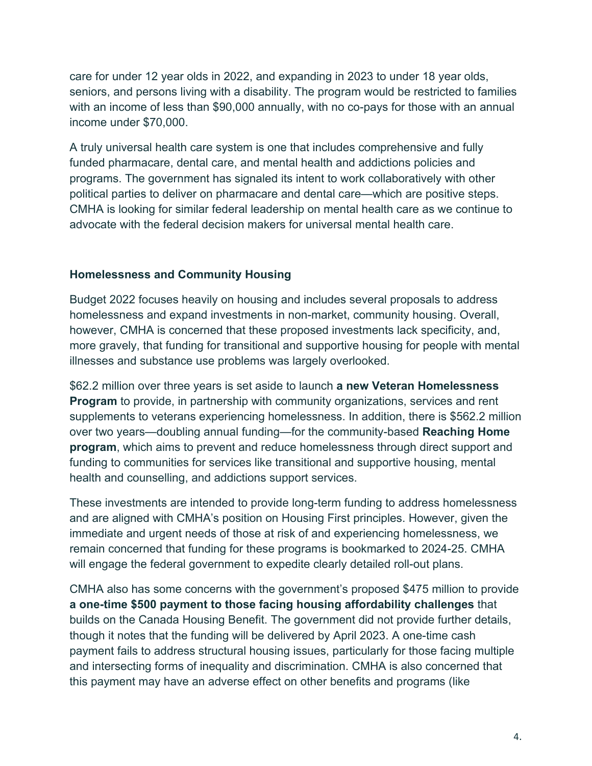care for under 12 year olds in 2022, and expanding in 2023 to under 18 year olds, seniors, and persons living with a disability. The program would be restricted to families with an income of less than $90,000 annually, with no co-pays for those with an annual income under $70,000.

A truly universal health care system is one that includes comprehensive and fully funded pharmacare, dental care, and mental health and addictions policies and programs. The government has signaled its intent to work collaboratively with other political parties to deliver on pharmacare and dental care—which are positive steps. CMHA is looking for similar federal leadership on mental health care as we continue to advocate with the federal decision makers for universal mental health care.

**Homelessness and Community Housing**

Budget 2022 focuses heavily on housing and includes several proposals to address homelessness and expand investments in non-market, community housing. Overall, however, CMHA is concerned that these proposed investments lack specificity, and, more gravely, that funding for transitional and supportive housing for people with mental illnesses and substance use problems was largely overlooked.

$62.2 million over three years is set aside to launch **a new Veteran Homelessness Program** to provide, in partnership with community organizations, services and rent supplements to veterans experiencing homelessness. In addition, there is $562.2 million over two years—doubling annual funding—for the community-based **Reaching Home program**, which aims to prevent and reduce homelessness through direct support and funding to communities for services like transitional and supportive housing, mental health and counselling, and addictions support services.

These investments are intended to provide long-term funding to address homelessness and are aligned with CMHA's position on Housing First principles. However, given the immediate and urgent needs of those at risk of and experiencing homelessness, we remain concerned that funding for these programs is bookmarked to 2024-25. CMHA will engage the federal government to expedite clearly detailed roll-out plans.

CMHA also has some concerns with the government's proposed $475 million to provide **a one-time $500 payment to those facing housing affordability challenges** that builds on the Canada Housing Benefit. The government did not provide further details, though it notes that the funding will be delivered by April 2023. A one-time cash payment fails to address structural housing issues, particularly for those facing multiple and intersecting forms of inequality and discrimination. CMHA is also concerned that this payment may have an adverse effect on other benefits and programs (like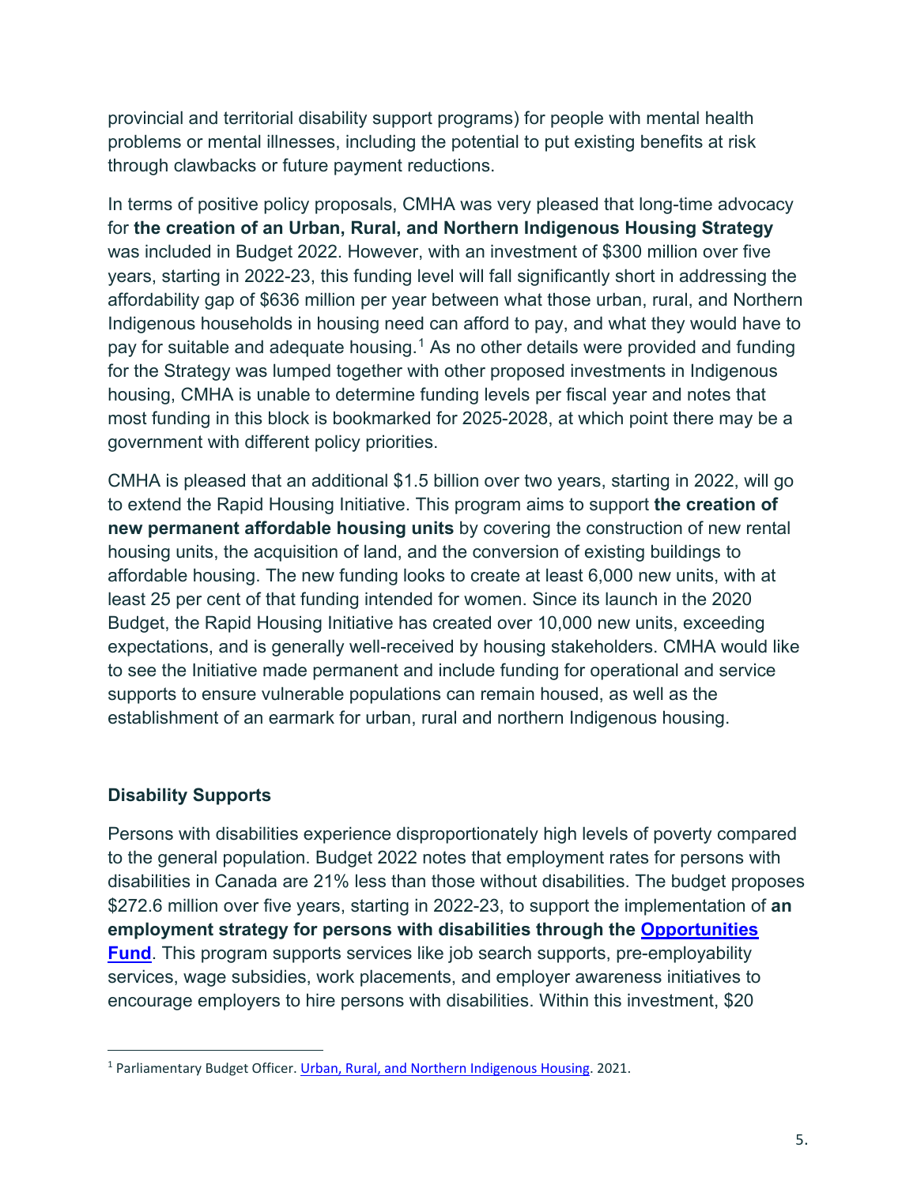provincial and territorial disability support programs) for people with mental health problems or mental illnesses, including the potential to put existing benefits at risk through clawbacks or future payment reductions.

In terms of positive policy proposals, CMHA was very pleased that long-time advocacy for **the creation of an Urban, Rural, and Northern Indigenous Housing Strategy** was included in Budget 2022. However, with an investment of $300 million over five years, starting in 2022-23, this funding level will fall significantly short in addressing the affordability gap of $636 million per year between what those urban, rural, and Northern Indigenous households in housing need can afford to pay, and what they would have to pay for suitable and adequate housing.[1] As no other details were provided and funding for the Strategy was lumped together with other proposed investments in Indigenous housing, CMHA is unable to determine funding levels per fiscal year and notes that most funding in this block is bookmarked for 2025-2028, at which point there may be a government with different policy priorities.

CMHA is pleased that an additional $1.5 billion over two years, starting in 2022, will go to extend the Rapid Housing Initiative. This program aims to support **the creation of new permanent affordable housing units** by covering the construction of new rental housing units, the acquisition of land, and the conversion of existing buildings to affordable housing. The new funding looks to create at least 6,000 new units, with at least 25 per cent of that funding intended for women. Since its launch in the 2020 Budget, the Rapid Housing Initiative has created over 10,000 new units, exceeding expectations, and is generally well-received by housing stakeholders. CMHA would like to see the Initiative made permanent and include funding for operational and service supports to ensure vulnerable populations can remain housed, as well as the establishment of an earmark for urban, rural and northern Indigenous housing.

### Disability Supports

Persons with disabilities experience disproportionately high levels of poverty compared to the general population. Budget 2022 notes that employment rates for persons with disabilities in Canada are 21% less than those without disabilities. The budget proposes $272.6 million over five years, starting in 2022-23, to support the implementation of **an employment strategy for persons with disabilities through the Opportunities Fund**. This program supports services like job search supports, pre-employability services, wage subsidies, work placements, and employer awareness initiatives to encourage employers to hire persons with disabilities. Within this investment, $20

[1] Parliamentary Budget Officer. Urban, Rural, and Northern Indigenous Housing. 2021.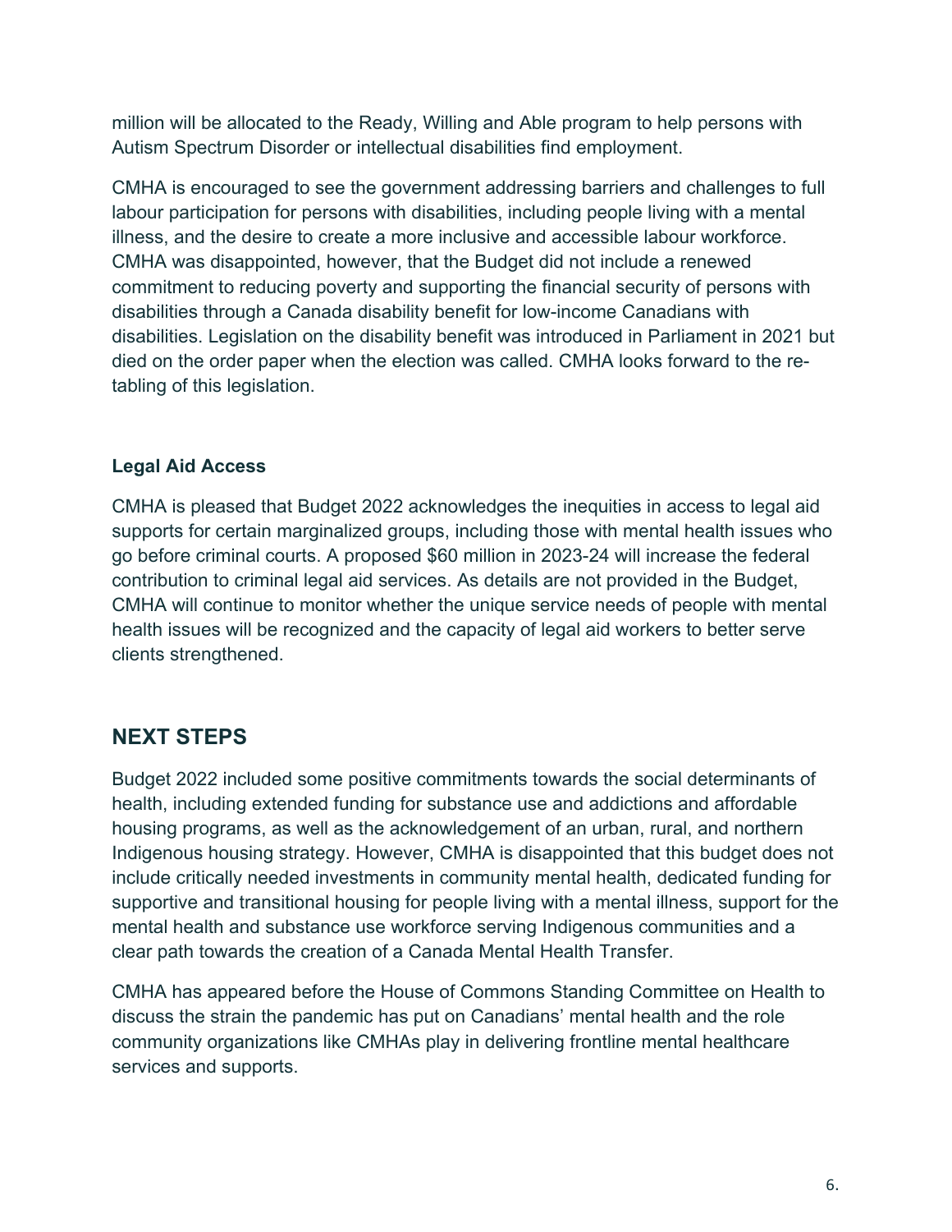million will be allocated to the Ready, Willing and Able program to help persons with Autism Spectrum Disorder or intellectual disabilities find employment.

CMHA is encouraged to see the government addressing barriers and challenges to full labour participation for persons with disabilities, including people living with a mental illness, and the desire to create a more inclusive and accessible labour workforce. CMHA was disappointed, however, that the Budget did not include a renewed commitment to reducing poverty and supporting the financial security of persons with disabilities through a Canada disability benefit for low-income Canadians with disabilities. Legislation on the disability benefit was introduced in Parliament in 2021 but died on the order paper when the election was called. CMHA looks forward to the re-tabling of this legislation.

### Legal Aid Access

CMHA is pleased that Budget 2022 acknowledges the inequities in access to legal aid supports for certain marginalized groups, including those with mental health issues who go before criminal courts. A proposed $60 million in 2023-24 will increase the federal contribution to criminal legal aid services. As details are not provided in the Budget, CMHA will continue to monitor whether the unique service needs of people with mental health issues will be recognized and the capacity of legal aid workers to better serve clients strengthened.

## NEXT STEPS

Budget 2022 included some positive commitments towards the social determinants of health, including extended funding for substance use and addictions and affordable housing programs, as well as the acknowledgement of an urban, rural, and northern Indigenous housing strategy. However, CMHA is disappointed that this budget does not include critically needed investments in community mental health, dedicated funding for supportive and transitional housing for people living with a mental illness, support for the mental health and substance use workforce serving Indigenous communities and a clear path towards the creation of a Canada Mental Health Transfer.

CMHA has appeared before the House of Commons Standing Committee on Health to discuss the strain the pandemic has put on Canadians' mental health and the role community organizations like CMHAs play in delivering frontline mental healthcare services and supports.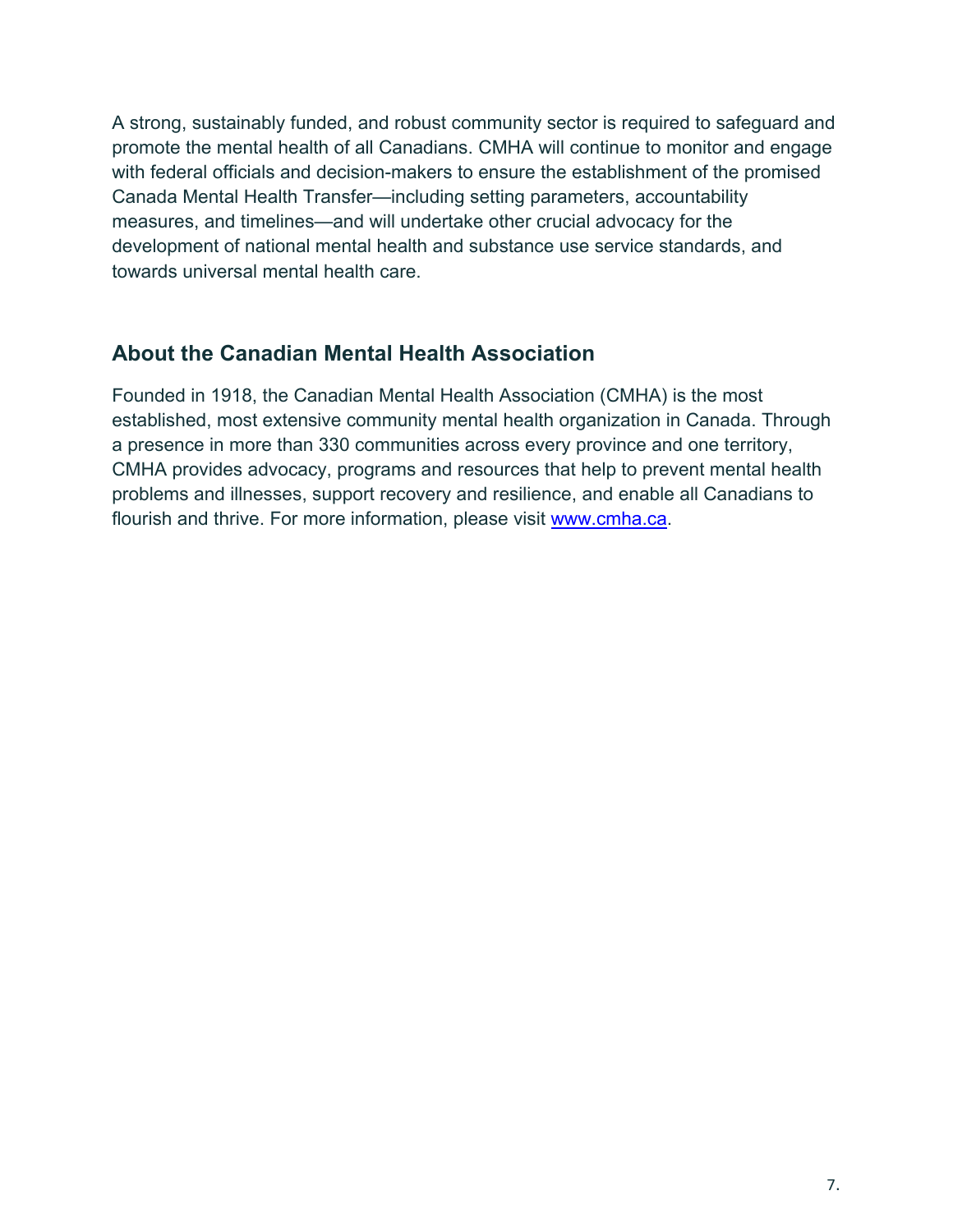A strong, sustainably funded, and robust community sector is required to safeguard and promote the mental health of all Canadians. CMHA will continue to monitor and engage with federal officials and decision-makers to ensure the establishment of the promised Canada Mental Health Transfer—including setting parameters, accountability measures, and timelines—and will undertake other crucial advocacy for the development of national mental health and substance use service standards, and towards universal mental health care.

## About the Canadian Mental Health Association

Founded in 1918, the Canadian Mental Health Association (CMHA) is the most established, most extensive community mental health organization in Canada. Through a presence in more than 330 communities across every province and one territory, CMHA provides advocacy, programs and resources that help to prevent mental health problems and illnesses, support recovery and resilience, and enable all Canadians to flourish and thrive. For more information, please visit [www.cmha.ca](http://www.cmha.ca).